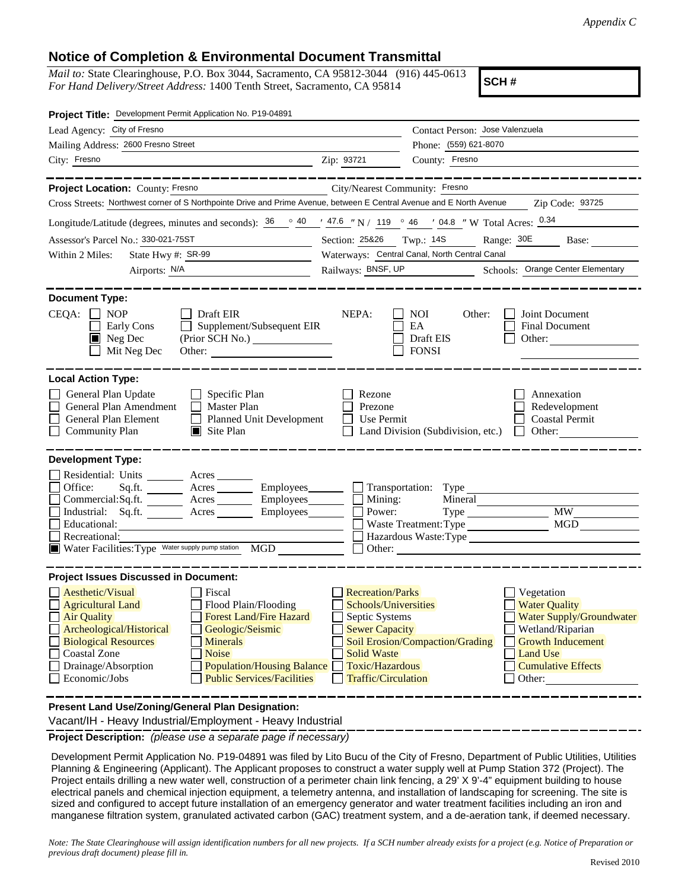*Appendix C*

## Notice of Completion & Environmental Document Transmittal

*Mail to:* State Clearinghouse, P.O. Box 3044, Sacramento, CA 95812-3044 (916) 445-0613
*For Hand Delivery/Street Address:* 1400 Tenth Street, Sacramento, CA 95814

**SCH #**

**Project Title:** Development Permit Application No. P19-04891

Lead Agency: City of Fresno
Contact Person: Jose Valenzuela
Mailing Address: 2600 Fresno Street
Phone: (559) 621-8070
City: Fresno
Zip: 93721
County: Fresno

---

**Project Location:** County: Fresno
City/Nearest Community: Fresno
Cross Streets: Northwest corner of S Northpointe Drive and Prime Avenue, between E Central Avenue and E North Avenue
Zip Code: 93725
Longitude/Latitude (degrees, minutes and seconds): 36 ° 40 ′ 47.6 ″ N / 119 ° 46 ′ 04.8 ″ W Total Acres: 0.34
Assessor's Parcel No.: 330-021-75ST
Section: 25&26 Twp.: 14S Range: 30E Base:
Within 2 Miles: State Hwy #: SR-99
Waterways: Central Canal, North Central Canal
Airports: N/A
Railways: BNSF, UP
Schools: Orange Center Elementary

---

**Document Type:**

CEQA:
- ☐ NOP
- ☐ Early Cons
- ☒ Neg Dec
- ☐ Mit Neg Dec
- ☐ Draft EIR
- ☐ Supplement/Subsequent EIR (Prior SCH No.)
- Other:

NEPA:
- ☐ NOI
- ☐ EA
- ☐ Draft EIS
- ☐ FONSI

Other:
- ☐ Joint Document
- ☐ Final Document
- ☐ Other:

---

**Local Action Type:**

- ☐ General Plan Update
- ☐ General Plan Amendment
- ☐ General Plan Element
- ☐ Community Plan
- ☐ Specific Plan
- ☐ Master Plan
- ☐ Planned Unit Development
- ☒ Site Plan
- ☐ Rezone
- ☐ Prezone
- ☐ Use Permit
- ☐ Land Division (Subdivision, etc.)
- ☐ Annexation
- ☐ Redevelopment
- ☐ Coastal Permit
- ☐ Other:

---

**Development Type:**

- ☐ Residential: Units ___ Acres ___
- ☐ Office: Sq.ft. ___ Acres ___ Employees ___
- ☐ Commercial: Sq.ft. ___ Acres ___ Employees ___
- ☐ Industrial: Sq.ft. ___ Acres ___ Employees ___
- ☐ Educational:
- ☐ Recreational:
- ☒ Water Facilities: Type Water supply pump station MGD ___
- ☐ Transportation: Type
- ☐ Mining: Mineral
- ☐ Power: Type ___ MW ___
- ☐ Waste Treatment: Type ___ MGD ___
- ☐ Hazardous Waste: Type
- ☐ Other:

---

**Project Issues Discussed in Document:**

- ☐ Aesthetic/Visual
- ☐ Agricultural Land
- ☐ Air Quality
- ☐ Archeological/Historical
- ☐ Biological Resources
- ☐ Coastal Zone
- ☐ Drainage/Absorption
- ☐ Economic/Jobs
- ☐ Fiscal
- ☐ Flood Plain/Flooding
- ☐ Forest Land/Fire Hazard
- ☐ Geologic/Seismic
- ☐ Minerals
- ☐ Noise
- ☐ Population/Housing Balance
- ☐ Public Services/Facilities
- ☐ Recreation/Parks
- ☐ Schools/Universities
- ☐ Septic Systems
- ☐ Sewer Capacity
- ☐ Soil Erosion/Compaction/Grading
- ☐ Solid Waste
- ☐ Toxic/Hazardous
- ☐ Traffic/Circulation
- ☐ Vegetation
- ☐ Water Quality
- ☐ Water Supply/Groundwater
- ☐ Wetland/Riparian
- ☐ Growth Inducement
- ☐ Land Use
- ☐ Cumulative Effects
- ☐ Other:

---

**Present Land Use/Zoning/General Plan Designation:**

Vacant/IH - Heavy Industrial/Employment - Heavy Industrial

**Project Description:** *(please use a separate page if necessary)*

Development Permit Application No. P19-04891 was filed by Lito Bucu of the City of Fresno, Department of Public Utilities, Utilities Planning & Engineering (Applicant). The Applicant proposes to construct a water supply well at Pump Station 372 (Project). The Project entails drilling a new water well, construction of a perimeter chain link fencing, a 29' X 9'-4" equipment building to house electrical panels and chemical injection equipment, a telemetry antenna, and installation of landscaping for screening. The site is sized and configured to accept future installation of an emergency generator and water treatment facilities including an iron and manganese filtration system, granulated activated carbon (GAC) treatment system, and a de-aeration tank, if deemed necessary.

*Note: The State Clearinghouse will assign identification numbers for all new projects. If a SCH number already exists for a project (e.g. Notice of Preparation or previous draft document) please fill in.*

Revised 2010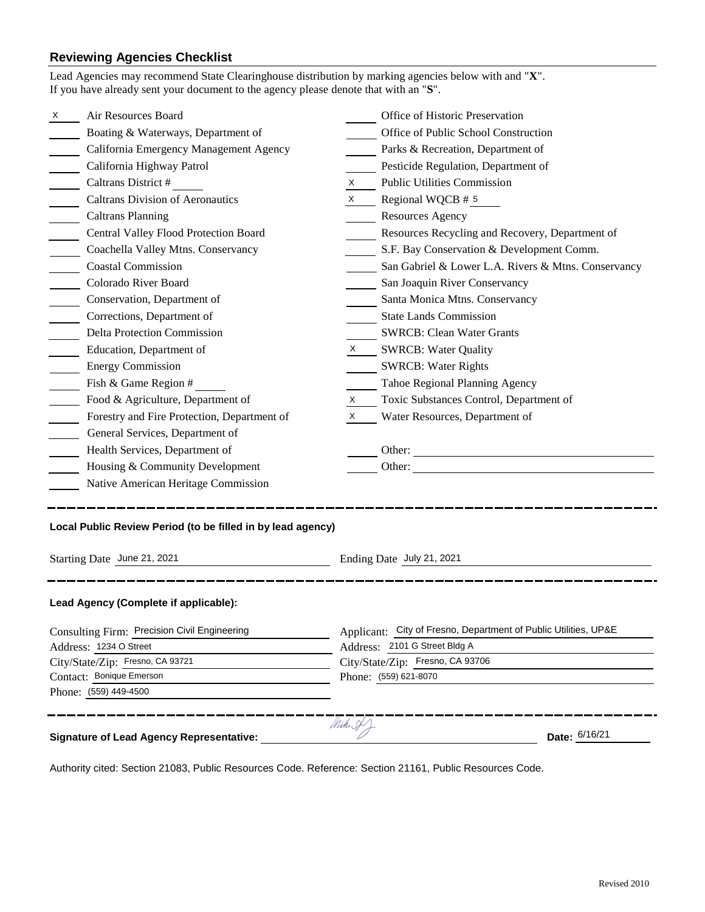## Reviewing Agencies Checklist

Lead Agencies may recommend State Clearinghouse distribution by marking agencies below with and "**X**".
If you have already sent your document to the agency please denote that with an "**S**".

| | | | |
|---|---|---|---|
| X | Air Resources Board | | Office of Historic Preservation |
| | Boating & Waterways, Department of | | Office of Public School Construction |
| | California Emergency Management Agency | | Parks & Recreation, Department of |
| | California Highway Patrol | | Pesticide Regulation, Department of |
| | Caltrans District # | X | Public Utilities Commission |
| | Caltrans Division of Aeronautics | X | Regional WQCB # 5 |
| | Caltrans Planning | | Resources Agency |
| | Central Valley Flood Protection Board | | Resources Recycling and Recovery, Department of |
| | Coachella Valley Mtns. Conservancy | | S.F. Bay Conservation & Development Comm. |
| | Coastal Commission | | San Gabriel & Lower L.A. Rivers & Mtns. Conservancy |
| | Colorado River Board | | San Joaquin River Conservancy |
| | Conservation, Department of | | Santa Monica Mtns. Conservancy |
| | Corrections, Department of | | State Lands Commission |
| | Delta Protection Commission | | SWRCB: Clean Water Grants |
| | Education, Department of | X | SWRCB: Water Quality |
| | Energy Commission | | SWRCB: Water Rights |
| | Fish & Game Region # | | Tahoe Regional Planning Agency |
| | Food & Agriculture, Department of | X | Toxic Substances Control, Department of |
| | Forestry and Fire Protection, Department of | X | Water Resources, Department of |
| | General Services, Department of | | |
| | Health Services, Department of | | Other: |
| | Housing & Community Development | | Other: |
| | Native American Heritage Commission | | |

---

**Local Public Review Period (to be filled in by lead agency)**

Starting Date June 21, 2021 Ending Date July 21, 2021

---

**Lead Agency (Complete if applicable):**

Consulting Firm: Precision Civil Engineering
Address: 1234 O Street
City/State/Zip: Fresno, CA 93721
Contact: Bonique Emerson
Phone: (559) 449-4500

Applicant: City of Fresno, Department of Public Utilities, UP&E
Address: 2101 G Street Bldg A
City/State/Zip: Fresno, CA 93706
Phone: (559) 621-8070

---

**Signature of Lead Agency Representative:** *[signature]* **Date:** 6/16/21

Authority cited: Section 21083, Public Resources Code. Reference: Section 21161, Public Resources Code.

Revised 2010